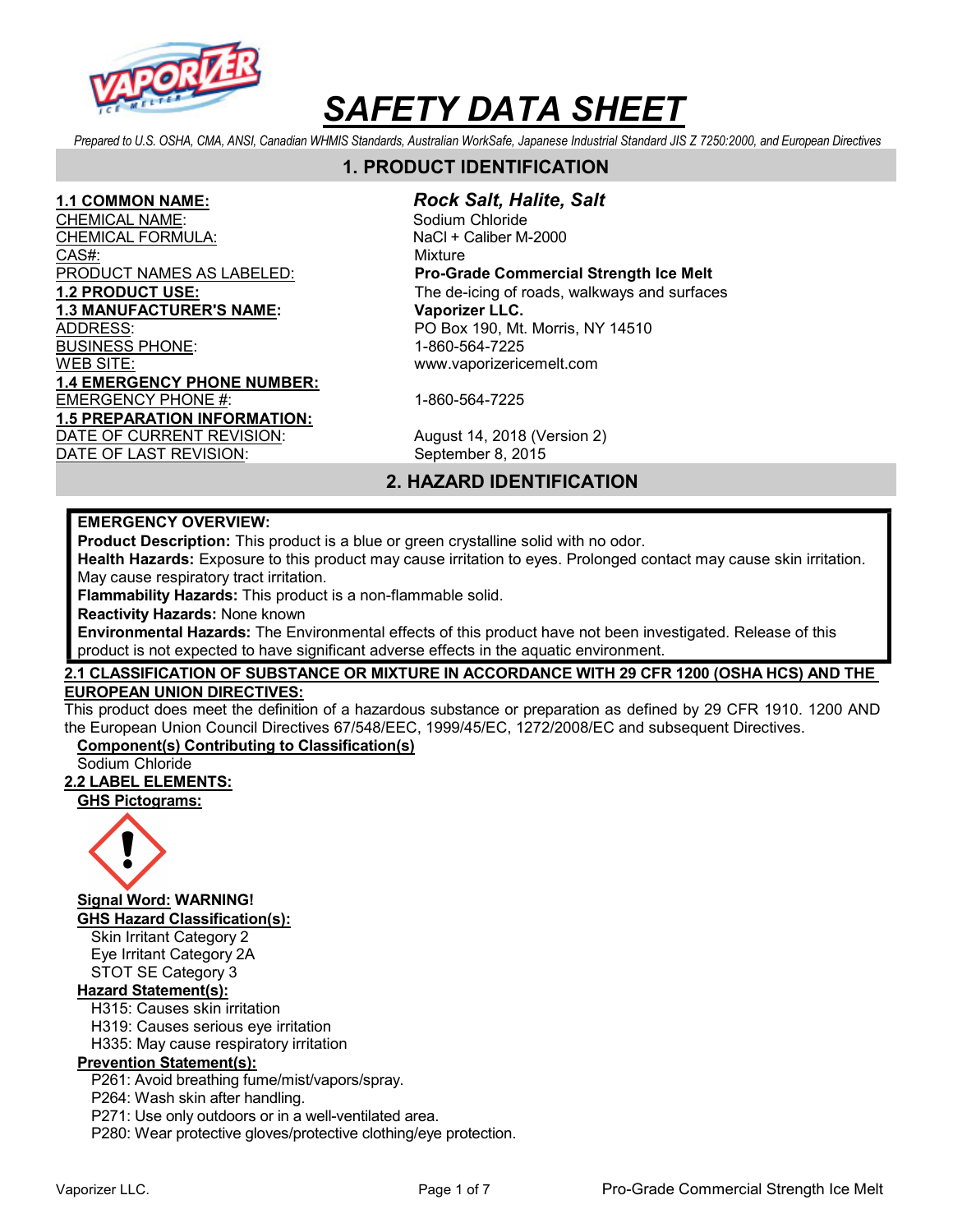# SAFETY DATA SHEET

*Prepared to U.S. OSHA, CMA, ANSI, Canadian WHMIS Standards, Australian WorkSafe, Japanese Industrial Standard JIS Z 7250:2000, and European Directives*

## 1. PRODUCT IDENTIFICATION

| | |
|---|---|
| **1.1 COMMON NAME:** | ***Rock Salt, Halite, Salt*** |
| CHEMICAL NAME: | Sodium Chloride |
| CHEMICAL FORMULA: | NaCl + Caliber M-2000 |
| CAS#: | Mixture |
| PRODUCT NAMES AS LABELED: | **Pro-Grade Commercial Strength Ice Melt** |
| **1.2 PRODUCT USE:** | The de-icing of roads, walkways and surfaces |
| **1.3 MANUFACTURER'S NAME:** | **Vaporizer LLC.** |
| ADDRESS: | PO Box 190, Mt. Morris, NY 14510 |
| BUSINESS PHONE: | 1-860-564-7225 |
| WEB SITE: | www.vaporizericemelt.com |
| **1.4 EMERGENCY PHONE NUMBER:** | |
| EMERGENCY PHONE #: | 1-860-564-7225 |
| **1.5 PREPARATION INFORMATION:** | |
| DATE OF CURRENT REVISION: | August 14, 2018 (Version 2) |
| DATE OF LAST REVISION: | September 8, 2015 |

## 2. HAZARD IDENTIFICATION

**EMERGENCY OVERVIEW:**

**Product Description:** This product is a blue or green crystalline solid with no odor.

**Health Hazards:** Exposure to this product may cause irritation to eyes. Prolonged contact may cause skin irritation. May cause respiratory tract irritation.

**Flammability Hazards:** This product is a non-flammable solid.

**Reactivity Hazards:** None known

**Environmental Hazards:** The Environmental effects of this product have not been investigated. Release of this product is not expected to have significant adverse effects in the aquatic environment.

**2.1 CLASSIFICATION OF SUBSTANCE OR MIXTURE IN ACCORDANCE WITH 29 CFR 1200 (OSHA HCS) AND THE EUROPEAN UNION DIRECTIVES:**

This product does meet the definition of a hazardous substance or preparation as defined by 29 CFR 1910. 1200 AND the European Union Council Directives 67/548/EEC, 1999/45/EC, 1272/2008/EC and subsequent Directives.

**Component(s) Contributing to Classification(s)**

Sodium Chloride

**2.2 LABEL ELEMENTS:**

**GHS Pictograms:**

**Signal Word: WARNING!**

**GHS Hazard Classification(s):**

- Skin Irritant Category 2
- Eye Irritant Category 2A
- STOT SE Category 3

**Hazard Statement(s):**

- H315: Causes skin irritation
- H319: Causes serious eye irritation
- H335: May cause respiratory irritation

**Prevention Statement(s):**

- P261: Avoid breathing fume/mist/vapors/spray.
- P264: Wash skin after handling.
- P271: Use only outdoors or in a well-ventilated area.
- P280: Wear protective gloves/protective clothing/eye protection.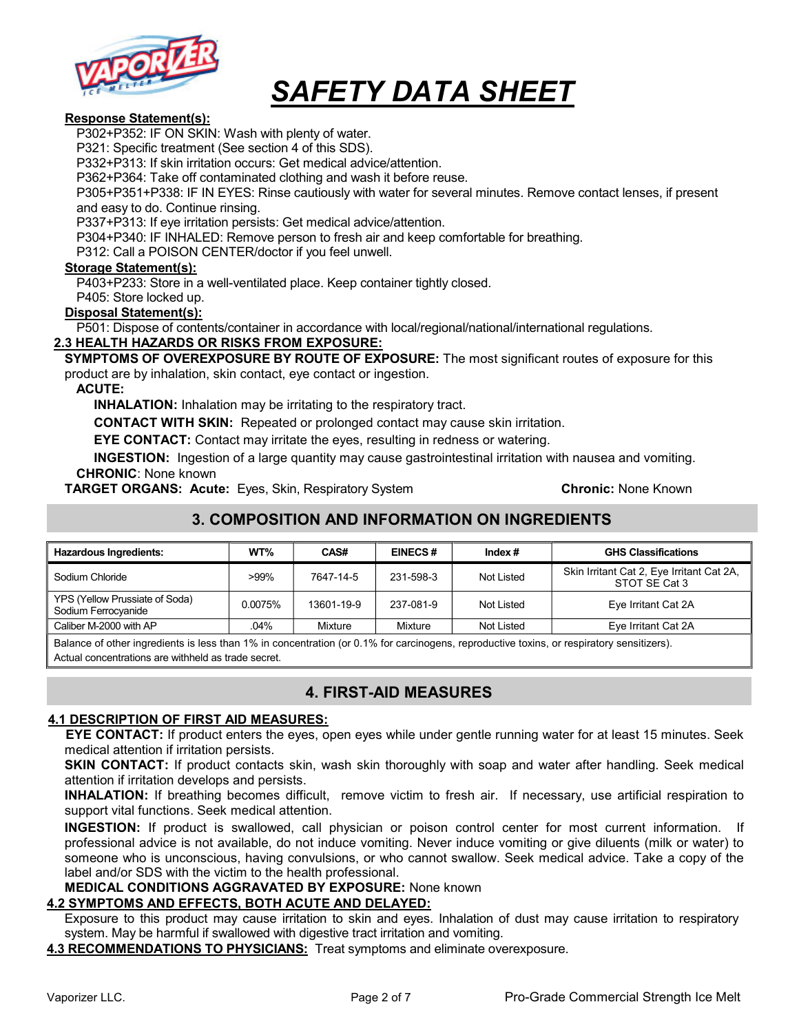**Response Statement(s):**

P302+P352: IF ON SKIN: Wash with plenty of water.
P321: Specific treatment (See section 4 of this SDS).
P332+P313: If skin irritation occurs: Get medical advice/attention.
P362+P364: Take off contaminated clothing and wash it before reuse.
P305+P351+P338: IF IN EYES: Rinse cautiously with water for several minutes. Remove contact lenses, if present and easy to do. Continue rinsing.
P337+P313: If eye irritation persists: Get medical advice/attention.
P304+P340: IF INHALED: Remove person to fresh air and keep comfortable for breathing.
P312: Call a POISON CENTER/doctor if you feel unwell.

**Storage Statement(s):**

P403+P233: Store in a well-ventilated place. Keep container tightly closed.
P405: Store locked up.

**Disposal Statement(s):**

P501: Dispose of contents/container in accordance with local/regional/national/international regulations.

### 2.3 HEALTH HAZARDS OR RISKS FROM EXPOSURE:

**SYMPTOMS OF OVEREXPOSURE BY ROUTE OF EXPOSURE:** The most significant routes of exposure for this product are by inhalation, skin contact, eye contact or ingestion.

**ACUTE:**

**INHALATION:** Inhalation may be irritating to the respiratory tract.

**CONTACT WITH SKIN:** Repeated or prolonged contact may cause skin irritation.

**EYE CONTACT:** Contact may irritate the eyes, resulting in redness or watering.

**INGESTION:** Ingestion of a large quantity may cause gastrointestinal irritation with nausea and vomiting.

**CHRONIC**: None known

**TARGET ORGANS: Acute:** Eyes, Skin, Respiratory System **Chronic:** None Known

## 3. COMPOSITION AND INFORMATION ON INGREDIENTS

| Hazardous Ingredients: | WT% | CAS# | EINECS # | Index # | GHS Classifications |
|---|---|---|---|---|---|
| Sodium Chloride | >99% | 7647-14-5 | 231-598-3 | Not Listed | Skin Irritant Cat 2, Eye Irritant Cat 2A, STOT SE Cat 3 |
| YPS (Yellow Prussiate of Soda) Sodium Ferrocyanide | 0.0075% | 13601-19-9 | 237-081-9 | Not Listed | Eye Irritant Cat 2A |
| Caliber M-2000 with AP | .04% | Mixture | Mixture | Not Listed | Eye Irritant Cat 2A |
| Balance of other ingredients is less than 1% in concentration (or 0.1% for carcinogens, reproductive toxins, or respiratory sensitizers). Actual concentrations are withheld as trade secret. | | | | | |

## 4. FIRST-AID MEASURES

### 4.1 DESCRIPTION OF FIRST AID MEASURES:

**EYE CONTACT:** If product enters the eyes, open eyes while under gentle running water for at least 15 minutes. Seek medical attention if irritation persists.

**SKIN CONTACT:** If product contacts skin, wash skin thoroughly with soap and water after handling. Seek medical attention if irritation develops and persists.

**INHALATION:** If breathing becomes difficult, remove victim to fresh air. If necessary, use artificial respiration to support vital functions. Seek medical attention.

**INGESTION:** If product is swallowed, call physician or poison control center for most current information. If professional advice is not available, do not induce vomiting. Never induce vomiting or give diluents (milk or water) to someone who is unconscious, having convulsions, or who cannot swallow. Seek medical advice. Take a copy of the label and/or SDS with the victim to the health professional.

**MEDICAL CONDITIONS AGGRAVATED BY EXPOSURE:** None known

### 4.2 SYMPTOMS AND EFFECTS, BOTH ACUTE AND DELAYED:

Exposure to this product may cause irritation to skin and eyes. Inhalation of dust may cause irritation to respiratory system. May be harmful if swallowed with digestive tract irritation and vomiting.

### 4.3 RECOMMENDATIONS TO PHYSICIANS: 

Treat symptoms and eliminate overexposure.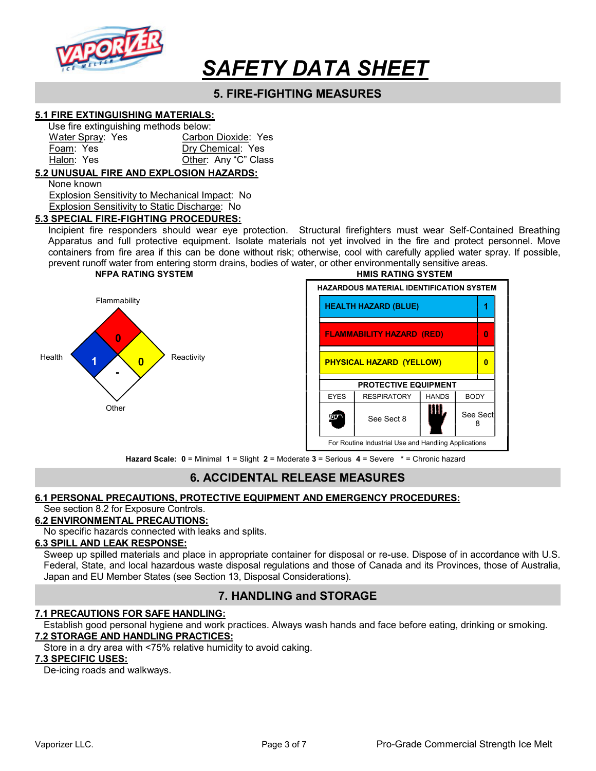# SAFETY DATA SHEET

## 5. FIRE-FIGHTING MEASURES

### 5.1 FIRE EXTINGUISHING MATERIALS:

Use fire extinguishing methods below:

| | |
|---|---|
| Water Spray: Yes | Carbon Dioxide: Yes |
| Foam: Yes | Dry Chemical: Yes |
| Halon: Yes | Other: Any "C" Class |

### 5.2 UNUSUAL FIRE AND EXPLOSION HAZARDS:

None known

Explosion Sensitivity to Mechanical Impact: No

Explosion Sensitivity to Static Discharge: No

### 5.3 SPECIAL FIRE-FIGHTING PROCEDURES:

Incipient fire responders should wear eye protection. Structural firefighters must wear Self-Contained Breathing Apparatus and full protective equipment. Isolate materials not yet involved in the fire and protect personnel. Move containers from fire area if this can be done without risk; otherwise, cool with carefully applied water spray. If possible, prevent runoff water from entering storm drains, bodies of water, or other environmentally sensitive areas.

**NFPA RATING SYSTEM**

| Category | Rating |
|---|---|
| Flammability | 0 |
| Health | 1 |
| Reactivity | 0 |
| Other | - |

**HMIS RATING SYSTEM**

**HAZARDOUS MATERIAL IDENTIFICATION SYSTEM**

| | |
|---|---|
| HEALTH HAZARD (BLUE) | 1 |
| FLAMMABILITY HAZARD (RED) | 0 |
| PHYSICAL HAZARD (YELLOW) | 0 |

**PROTECTIVE EQUIPMENT**

| EYES | RESPIRATORY | HANDS | BODY |
|---|---|---|---|
| | See Sect 8 | | See Sect 8 |

For Routine Industrial Use and Handling Applications

**Hazard Scale:** **0** = Minimal **1** = Slight **2** = Moderate **3** = Serious **4** = Severe * = Chronic hazard

## 6. ACCIDENTAL RELEASE MEASURES

### 6.1 PERSONAL PRECAUTIONS, PROTECTIVE EQUIPMENT AND EMERGENCY PROCEDURES:

See section 8.2 for Exposure Controls.

### 6.2 ENVIRONMENTAL PRECAUTIONS:

No specific hazards connected with leaks and splits.

### 6.3 SPILL AND LEAK RESPONSE:

Sweep up spilled materials and place in appropriate container for disposal or re-use. Dispose of in accordance with U.S. Federal, State, and local hazardous waste disposal regulations and those of Canada and its Provinces, those of Australia, Japan and EU Member States (see Section 13, Disposal Considerations).

## 7. HANDLING and STORAGE

### 7.1 PRECAUTIONS FOR SAFE HANDLING:

Establish good personal hygiene and work practices. Always wash hands and face before eating, drinking or smoking.

### 7.2 STORAGE AND HANDLING PRACTICES:

Store in a dry area with <75% relative humidity to avoid caking.

### 7.3 SPECIFIC USES:

De-icing roads and walkways.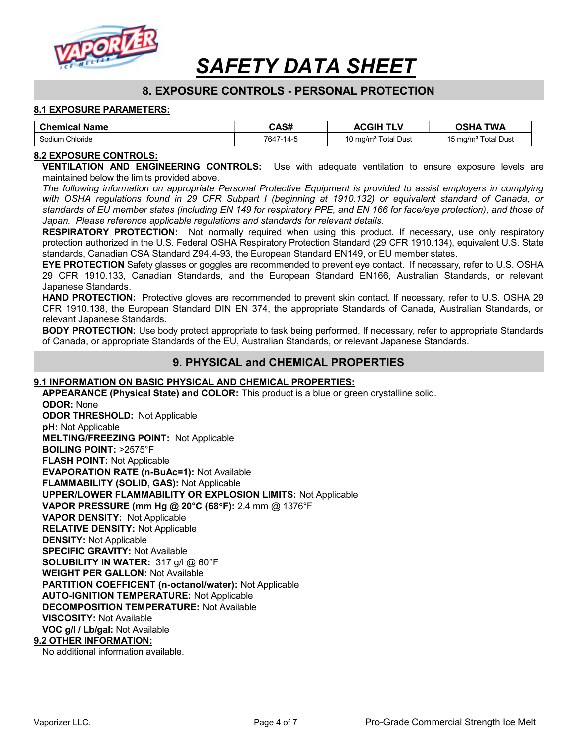# SAFETY DATA SHEET

## 8. EXPOSURE CONTROLS - PERSONAL PROTECTION

### 8.1 EXPOSURE PARAMETERS:

| Chemical Name | CAS# | ACGIH TLV | OSHA TWA |
| --- | --- | --- | --- |
| Sodium Chloride | 7647-14-5 | 10 mg/m³ Total Dust | 15 mg/m³ Total Dust |

### 8.2 EXPOSURE CONTROLS:

**VENTILATION AND ENGINEERING CONTROLS:** Use with adequate ventilation to ensure exposure levels are maintained below the limits provided above.

*The following information on appropriate Personal Protective Equipment is provided to assist employers in complying with OSHA regulations found in 29 CFR Subpart I (beginning at 1910.132) or equivalent standard of Canada, or standards of EU member states (including EN 149 for respiratory PPE, and EN 166 for face/eye protection), and those of Japan. Please reference applicable regulations and standards for relevant details.*

**RESPIRATORY PROTECTION:** Not normally required when using this product. If necessary, use only respiratory protection authorized in the U.S. Federal OSHA Respiratory Protection Standard (29 CFR 1910.134), equivalent U.S. State standards, Canadian CSA Standard Z94.4-93, the European Standard EN149, or EU member states.

**EYE PROTECTION** Safety glasses or goggles are recommended to prevent eye contact. If necessary, refer to U.S. OSHA 29 CFR 1910.133, Canadian Standards, and the European Standard EN166, Australian Standards, or relevant Japanese Standards.

**HAND PROTECTION:** Protective gloves are recommended to prevent skin contact. If necessary, refer to U.S. OSHA 29 CFR 1910.138, the European Standard DIN EN 374, the appropriate Standards of Canada, Australian Standards, or relevant Japanese Standards.

**BODY PROTECTION:** Use body protect appropriate to task being performed. If necessary, refer to appropriate Standards of Canada, or appropriate Standards of the EU, Australian Standards, or relevant Japanese Standards.

## 9. PHYSICAL and CHEMICAL PROPERTIES

### 9.1 INFORMATION ON BASIC PHYSICAL AND CHEMICAL PROPERTIES:

**APPEARANCE (Physical State) and COLOR:** This product is a blue or green crystalline solid.
**ODOR:** None
**ODOR THRESHOLD:** Not Applicable
**pH:** Not Applicable
**MELTING/FREEZING POINT:** Not Applicable
**BOILING POINT:** >2575°F
**FLASH POINT:** Not Applicable
**EVAPORATION RATE (n-BuAc=1):** Not Available
**FLAMMABILITY (SOLID, GAS):** Not Applicable
**UPPER/LOWER FLAMMABILITY OR EXPLOSION LIMITS:** Not Applicable
**VAPOR PRESSURE (mm Hg @ 20°C (68°F):** 2.4 mm @ 1376°F
**VAPOR DENSITY:** Not Applicable
**RELATIVE DENSITY:** Not Applicable
**DENSITY:** Not Applicable
**SPECIFIC GRAVITY:** Not Available
**SOLUBILITY IN WATER:** 317 g/l @ 60°F
**WEIGHT PER GALLON:** Not Available
**PARTITION COEFFICENT (n-octanol/water):** Not Applicable
**AUTO-IGNITION TEMPERATURE:** Not Applicable
**DECOMPOSITION TEMPERATURE:** Not Available
**VISCOSITY:** Not Available
**VOC g/l / Lb/gal:** Not Available

### 9.2 OTHER INFORMATION:

No additional information available.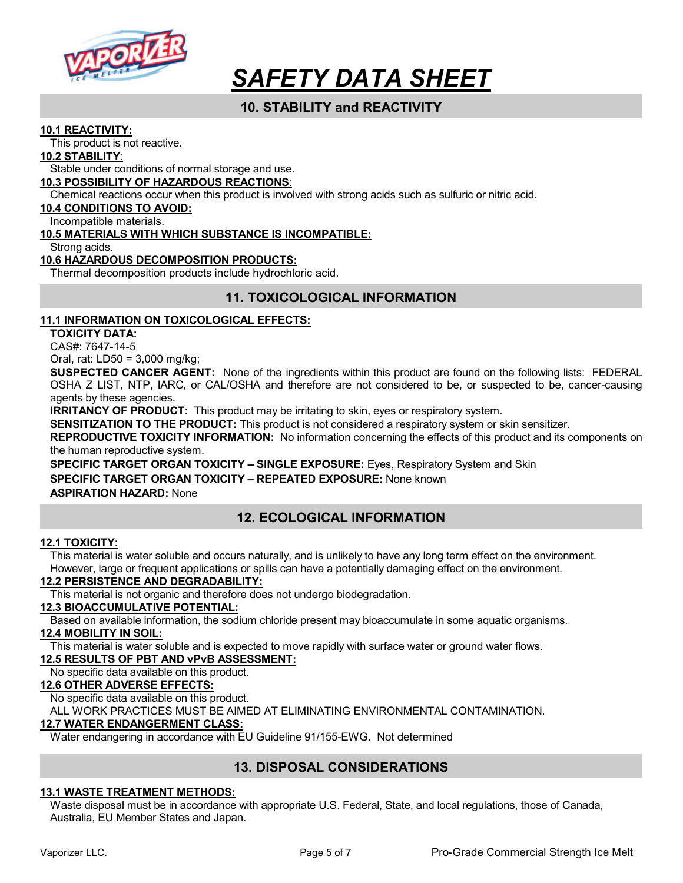# SAFETY DATA SHEET

## 10. STABILITY and REACTIVITY

**10.1 REACTIVITY:**

This product is not reactive.

**10.2 STABILITY:**

Stable under conditions of normal storage and use.

**10.3 POSSIBILITY OF HAZARDOUS REACTIONS:**

Chemical reactions occur when this product is involved with strong acids such as sulfuric or nitric acid.

**10.4 CONDITIONS TO AVOID:**

Incompatible materials.

**10.5 MATERIALS WITH WHICH SUBSTANCE IS INCOMPATIBLE:**

Strong acids.

**10.6 HAZARDOUS DECOMPOSITION PRODUCTS:**

Thermal decomposition products include hydrochloric acid.

## 11. TOXICOLOGICAL INFORMATION

**11.1 INFORMATION ON TOXICOLOGICAL EFFECTS:**

**TOXICITY DATA:**

CAS#: 7647-14-5

Oral, rat: LD50 = 3,000 mg/kg;

**SUSPECTED CANCER AGENT:** None of the ingredients within this product are found on the following lists: FEDERAL OSHA Z LIST, NTP, IARC, or CAL/OSHA and therefore are not considered to be, or suspected to be, cancer-causing agents by these agencies.

**IRRITANCY OF PRODUCT:** This product may be irritating to skin, eyes or respiratory system.

**SENSITIZATION TO THE PRODUCT:** This product is not considered a respiratory system or skin sensitizer.

**REPRODUCTIVE TOXICITY INFORMATION:** No information concerning the effects of this product and its components on the human reproductive system.

**SPECIFIC TARGET ORGAN TOXICITY – SINGLE EXPOSURE:** Eyes, Respiratory System and Skin

**SPECIFIC TARGET ORGAN TOXICITY – REPEATED EXPOSURE:** None known

**ASPIRATION HAZARD:** None

## 12. ECOLOGICAL INFORMATION

**12.1 TOXICITY:**

This material is water soluble and occurs naturally, and is unlikely to have any long term effect on the environment. However, large or frequent applications or spills can have a potentially damaging effect on the environment.

**12.2 PERSISTENCE AND DEGRADABILITY:**

This material is not organic and therefore does not undergo biodegradation.

**12.3 BIOACCUMULATIVE POTENTIAL:**

Based on available information, the sodium chloride present may bioaccumulate in some aquatic organisms.

**12.4 MOBILITY IN SOIL:**

This material is water soluble and is expected to move rapidly with surface water or ground water flows.

**12.5 RESULTS OF PBT AND vPvB ASSESSMENT:**

No specific data available on this product.

**12.6 OTHER ADVERSE EFFECTS:**

No specific data available on this product.

ALL WORK PRACTICES MUST BE AIMED AT ELIMINATING ENVIRONMENTAL CONTAMINATION.

**12.7 WATER ENDANGERMENT CLASS:**

Water endangering in accordance with EU Guideline 91/155-EWG. Not determined

## 13. DISPOSAL CONSIDERATIONS

**13.1 WASTE TREATMENT METHODS:**

Waste disposal must be in accordance with appropriate U.S. Federal, State, and local regulations, those of Canada, Australia, EU Member States and Japan.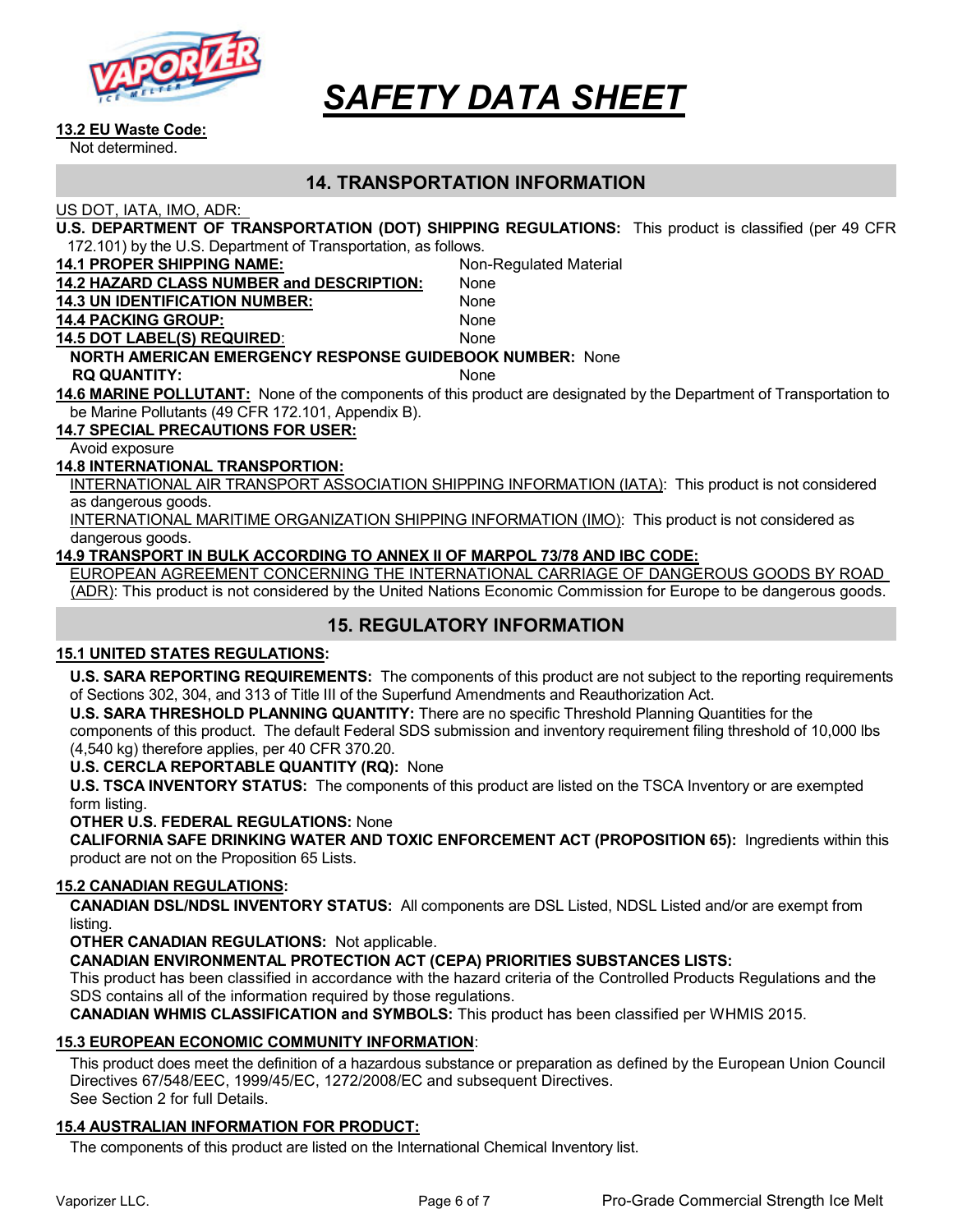# SAFETY DATA SHEET

**13.2 EU Waste Code:**

Not determined.

## 14. TRANSPORTATION INFORMATION

US DOT, IATA, IMO, ADR:

**U.S. DEPARTMENT OF TRANSPORTATION (DOT) SHIPPING REGULATIONS:** This product is classified (per 49 CFR 172.101) by the U.S. Department of Transportation, as follows.

**14.1 PROPER SHIPPING NAME:** Non-Regulated Material

**14.2 HAZARD CLASS NUMBER and DESCRIPTION:** None

**14.3 UN IDENTIFICATION NUMBER:** None

**14.4 PACKING GROUP:** None

**14.5 DOT LABEL(S) REQUIRED:** None

**NORTH AMERICAN EMERGENCY RESPONSE GUIDEBOOK NUMBER:** None

**RQ QUANTITY:** None

**14.6 MARINE POLLUTANT:** None of the components of this product are designated by the Department of Transportation to be Marine Pollutants (49 CFR 172.101, Appendix B).

**14.7 SPECIAL PRECAUTIONS FOR USER:**

Avoid exposure

**14.8 INTERNATIONAL TRANSPORTION:**

INTERNATIONAL AIR TRANSPORT ASSOCIATION SHIPPING INFORMATION (IATA): This product is not considered as dangerous goods.

INTERNATIONAL MARITIME ORGANIZATION SHIPPING INFORMATION (IMO): This product is not considered as dangerous goods.

**14.9 TRANSPORT IN BULK ACCORDING TO ANNEX II OF MARPOL 73/78 AND IBC CODE:**

EUROPEAN AGREEMENT CONCERNING THE INTERNATIONAL CARRIAGE OF DANGEROUS GOODS BY ROAD (ADR): This product is not considered by the United Nations Economic Commission for Europe to be dangerous goods.

## 15. REGULATORY INFORMATION

**15.1 UNITED STATES REGULATIONS:**

**U.S. SARA REPORTING REQUIREMENTS:** The components of this product are not subject to the reporting requirements of Sections 302, 304, and 313 of Title III of the Superfund Amendments and Reauthorization Act.

**U.S. SARA THRESHOLD PLANNING QUANTITY:** There are no specific Threshold Planning Quantities for the components of this product. The default Federal SDS submission and inventory requirement filing threshold of 10,000 lbs (4,540 kg) therefore applies, per 40 CFR 370.20.

**U.S. CERCLA REPORTABLE QUANTITY (RQ):** None

**U.S. TSCA INVENTORY STATUS:** The components of this product are listed on the TSCA Inventory or are exempted form listing.

**OTHER U.S. FEDERAL REGULATIONS:** None

**CALIFORNIA SAFE DRINKING WATER AND TOXIC ENFORCEMENT ACT (PROPOSITION 65):** Ingredients within this product are not on the Proposition 65 Lists.

**15.2 CANADIAN REGULATIONS:**

**CANADIAN DSL/NDSL INVENTORY STATUS:** All components are DSL Listed, NDSL Listed and/or are exempt from listing.

**OTHER CANADIAN REGULATIONS:** Not applicable.

**CANADIAN ENVIRONMENTAL PROTECTION ACT (CEPA) PRIORITIES SUBSTANCES LISTS:**

This product has been classified in accordance with the hazard criteria of the Controlled Products Regulations and the SDS contains all of the information required by those regulations.

**CANADIAN WHMIS CLASSIFICATION and SYMBOLS:** This product has been classified per WHMIS 2015.

**15.3 EUROPEAN ECONOMIC COMMUNITY INFORMATION:**

This product does meet the definition of a hazardous substance or preparation as defined by the European Union Council Directives 67/548/EEC, 1999/45/EC, 1272/2008/EC and subsequent Directives.

See Section 2 for full Details.

**15.4 AUSTRALIAN INFORMATION FOR PRODUCT:**

The components of this product are listed on the International Chemical Inventory list.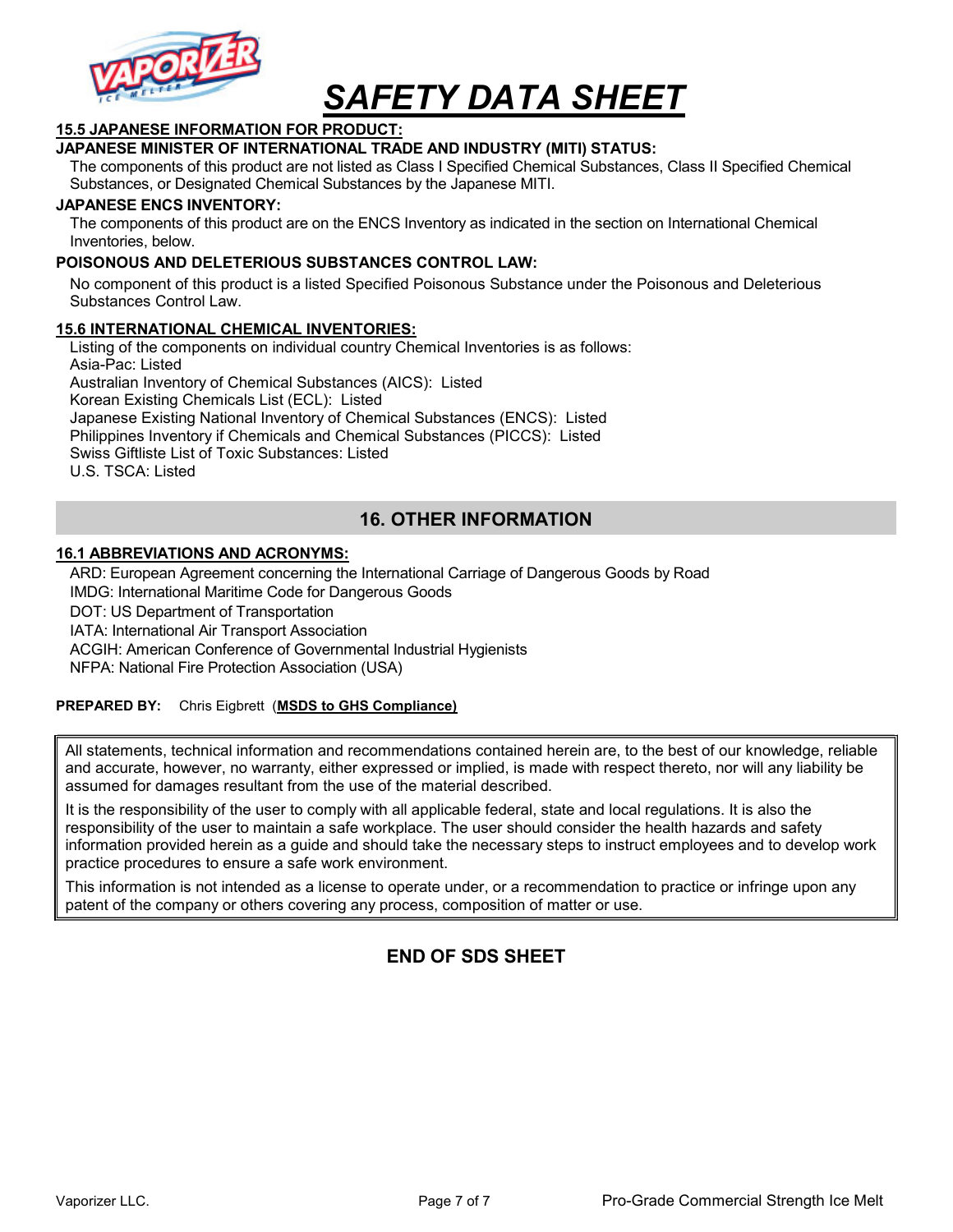# SAFETY DATA SHEET

**15.5 JAPANESE INFORMATION FOR PRODUCT:**

**JAPANESE MINISTER OF INTERNATIONAL TRADE AND INDUSTRY (MITI) STATUS:**

The components of this product are not listed as Class I Specified Chemical Substances, Class II Specified Chemical Substances, or Designated Chemical Substances by the Japanese MITI.

**JAPANESE ENCS INVENTORY:**

The components of this product are on the ENCS Inventory as indicated in the section on International Chemical Inventories, below.

**POISONOUS AND DELETERIOUS SUBSTANCES CONTROL LAW:**

No component of this product is a listed Specified Poisonous Substance under the Poisonous and Deleterious Substances Control Law.

**15.6 INTERNATIONAL CHEMICAL INVENTORIES:**

Listing of the components on individual country Chemical Inventories is as follows:
Asia-Pac: Listed
Australian Inventory of Chemical Substances (AICS): Listed
Korean Existing Chemicals List (ECL): Listed
Japanese Existing National Inventory of Chemical Substances (ENCS): Listed
Philippines Inventory if Chemicals and Chemical Substances (PICCS): Listed
Swiss Giftliste List of Toxic Substances: Listed
U.S. TSCA: Listed

## 16. OTHER INFORMATION

**16.1 ABBREVIATIONS AND ACRONYMS:**

ARD: European Agreement concerning the International Carriage of Dangerous Goods by Road
IMDG: International Maritime Code for Dangerous Goods
DOT: US Department of Transportation
IATA: International Air Transport Association
ACGIH: American Conference of Governmental Industrial Hygienists
NFPA: National Fire Protection Association (USA)

**PREPARED BY:** Chris Eigbrett (**MSDS to GHS Compliance)**

All statements, technical information and recommendations contained herein are, to the best of our knowledge, reliable and accurate, however, no warranty, either expressed or implied, is made with respect thereto, nor will any liability be assumed for damages resultant from the use of the material described.

It is the responsibility of the user to comply with all applicable federal, state and local regulations. It is also the responsibility of the user to maintain a safe workplace. The user should consider the health hazards and safety information provided herein as a guide and should take the necessary steps to instruct employees and to develop work practice procedures to ensure a safe work environment.

This information is not intended as a license to operate under, or a recommendation to practice or infringe upon any patent of the company or others covering any process, composition of matter or use.

**END OF SDS SHEET**